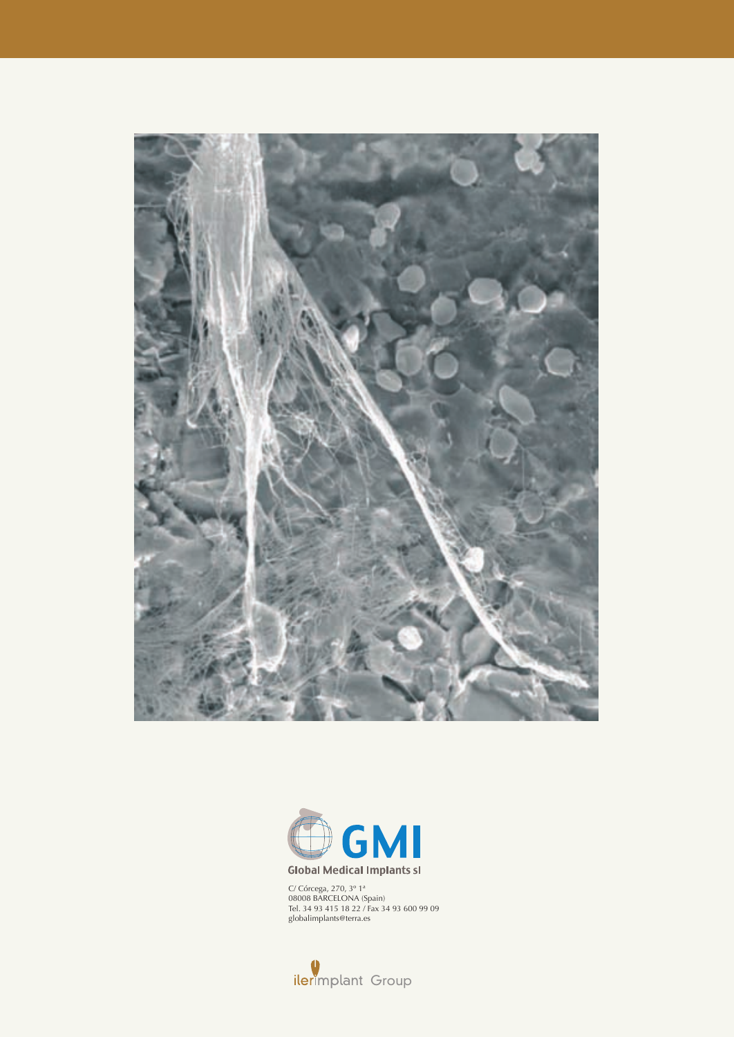GMI

Global Medical Implants sl

C/ Córcega, 270, 3º 1ª
08008 BARCELONA (Spain)
Tel. 34 93 415 18 22 / Fax 34 93 600 99 09
globalimplants@terra.es

ilerimplant Group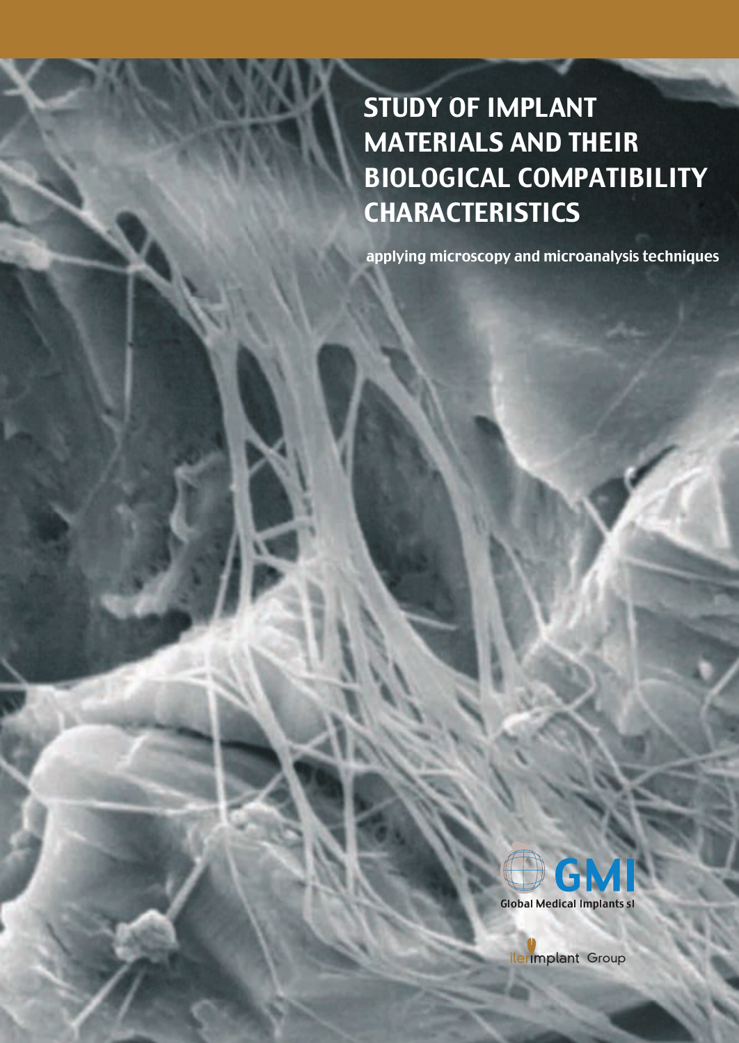# STUDY OF IMPLANT MATERIALS AND THEIR BIOLOGICAL COMPATIBILITY CHARACTERISTICS

applying microscopy and microanalysis techniques

GMI

Global Medical Implants sl

ilerimplant Group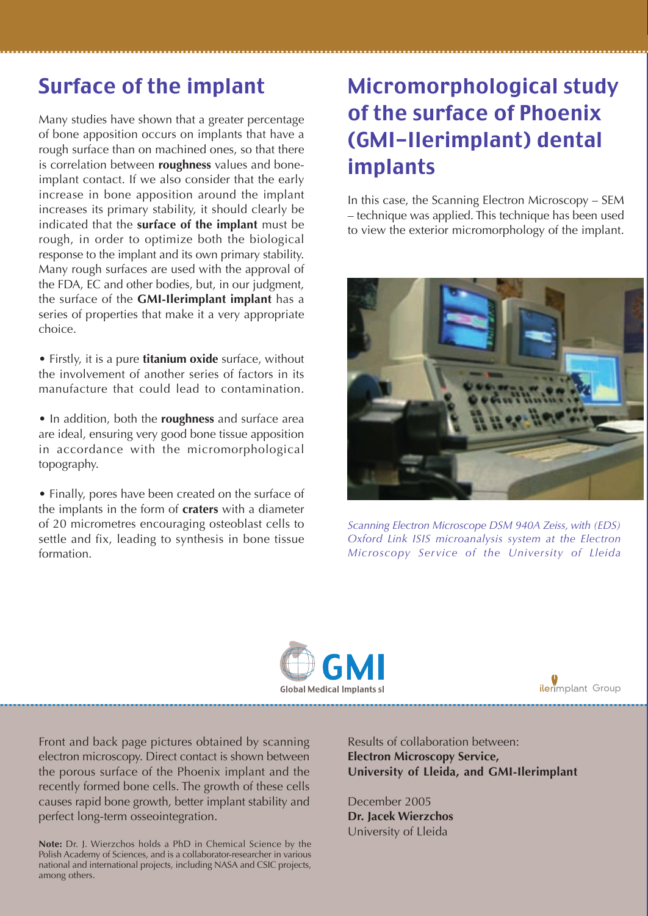## Surface of the implant

Many studies have shown that a greater percentage of bone apposition occurs on implants that have a rough surface than on machined ones, so that there is correlation between **roughness** values and bone-implant contact. If we also consider that the early increase in bone apposition around the implant increases its primary stability, it should clearly be indicated that the **surface of the implant** must be rough, in order to optimize both the biological response to the implant and its own primary stability. Many rough surfaces are used with the approval of the FDA, EC and other bodies, but, in our judgment, the surface of the **GMI-Ilerimplant implant** has a series of properties that make it a very appropriate choice.

- Firstly, it is a pure **titanium oxide** surface, without the involvement of another series of factors in its manufacture that could lead to contamination.

- In addition, both the **roughness** and surface area are ideal, ensuring very good bone tissue apposition in accordance with the micromorphological topography.

- Finally, pores have been created on the surface of the implants in the form of **craters** with a diameter of 20 micrometres encouraging osteoblast cells to settle and fix, leading to synthesis in bone tissue formation.

## Micromorphological study of the surface of Phoenix (GMI-Ilerimplant) dental implants

In this case, the Scanning Electron Microscopy – SEM – technique was applied. This technique has been used to view the exterior micromorphology of the implant.

*Scanning Electron Microscope DSM 940A Zeiss, with (EDS) Oxford Link ISIS microanalysis system at the Electron Microscopy Service of the University of Lleida*

GMI Global Medical Implants sl

ilerimplant Group

Front and back page pictures obtained by scanning electron microscopy. Direct contact is shown between the porous surface of the Phoenix implant and the recently formed bone cells. The growth of these cells causes rapid bone growth, better implant stability and perfect long-term osseointegration.

**Note:** Dr. J. Wierzchos holds a PhD in Chemical Science by the Polish Academy of Sciences, and is a collaborator-researcher in various national and international projects, including NASA and CSIC projects, among others.

Results of collaboration between:
**Electron Microscopy Service, University of Lleida, and GMI-Ilerimplant**

December 2005
**Dr. Jacek Wierzchos**
University of Lleida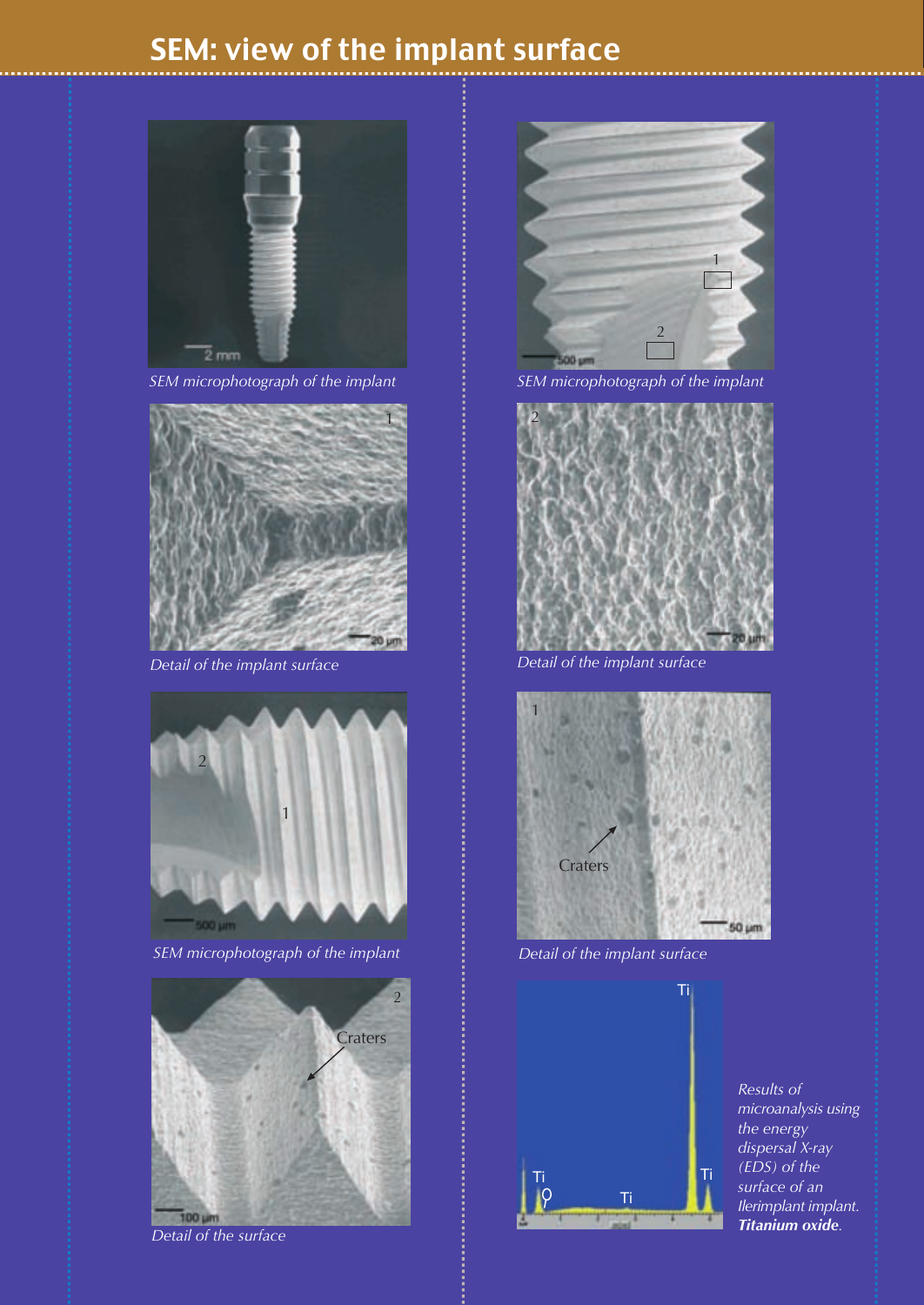# SEM: view of the implant surface

*SEM microphotograph of the implant*

*Detail of the implant surface*

*SEM microphotograph of the implant*

*Detail of the surface*

*SEM microphotograph of the implant*

*Detail of the implant surface*

*Detail of the implant surface*

*Results of microanalysis using the energy dispersal X-ray (EDS) of the surface of an Ilerimplant implant.* ***Titanium oxide****.*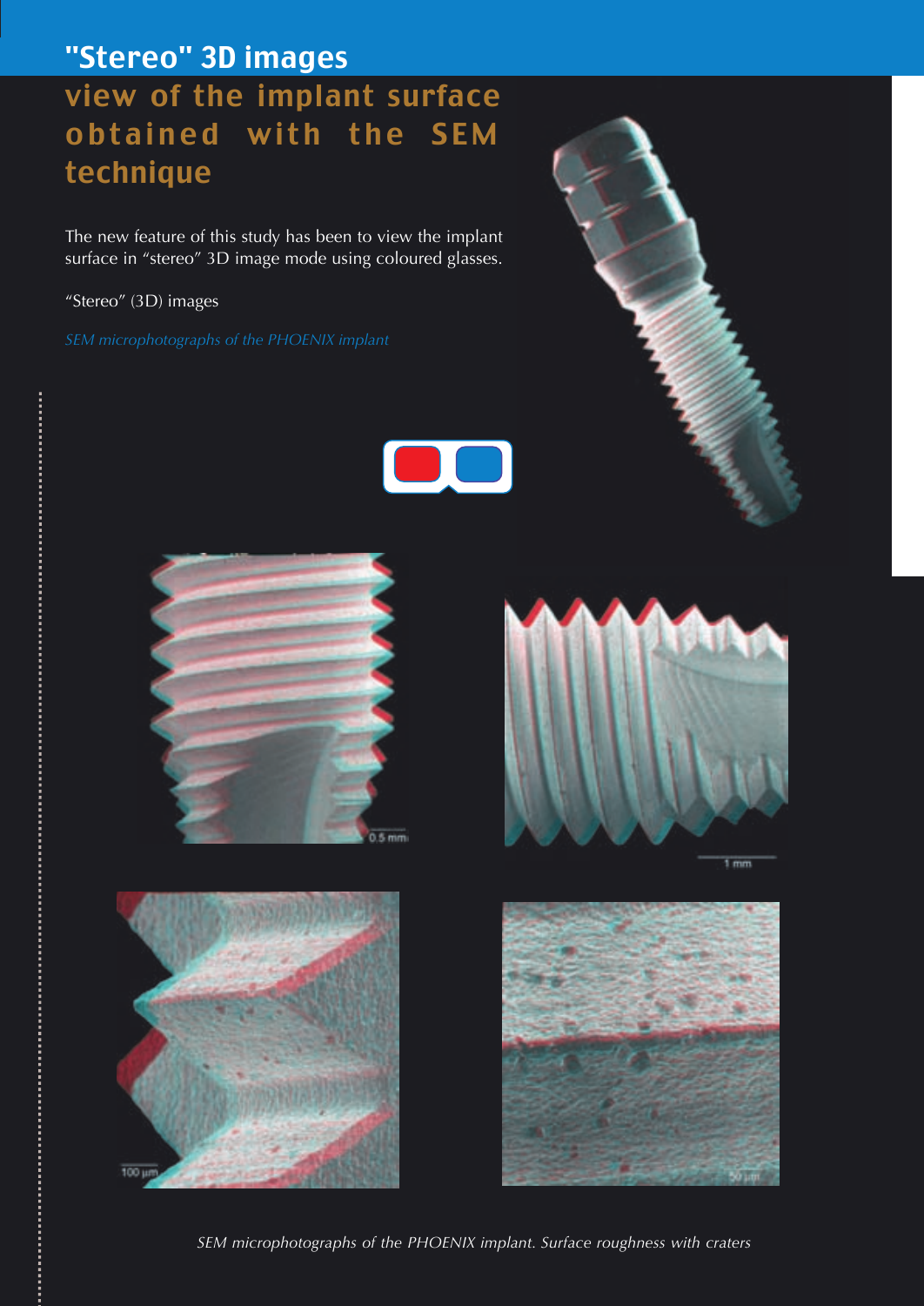# "Stereo" 3D images

## view of the implant surface obtained with the SEM technique

The new feature of this study has been to view the implant surface in "stereo" 3D image mode using coloured glasses.

"Stereo" (3D) images

*SEM microphotographs of the PHOENIX implant*

*SEM microphotographs of the PHOENIX implant. Surface roughness with craters*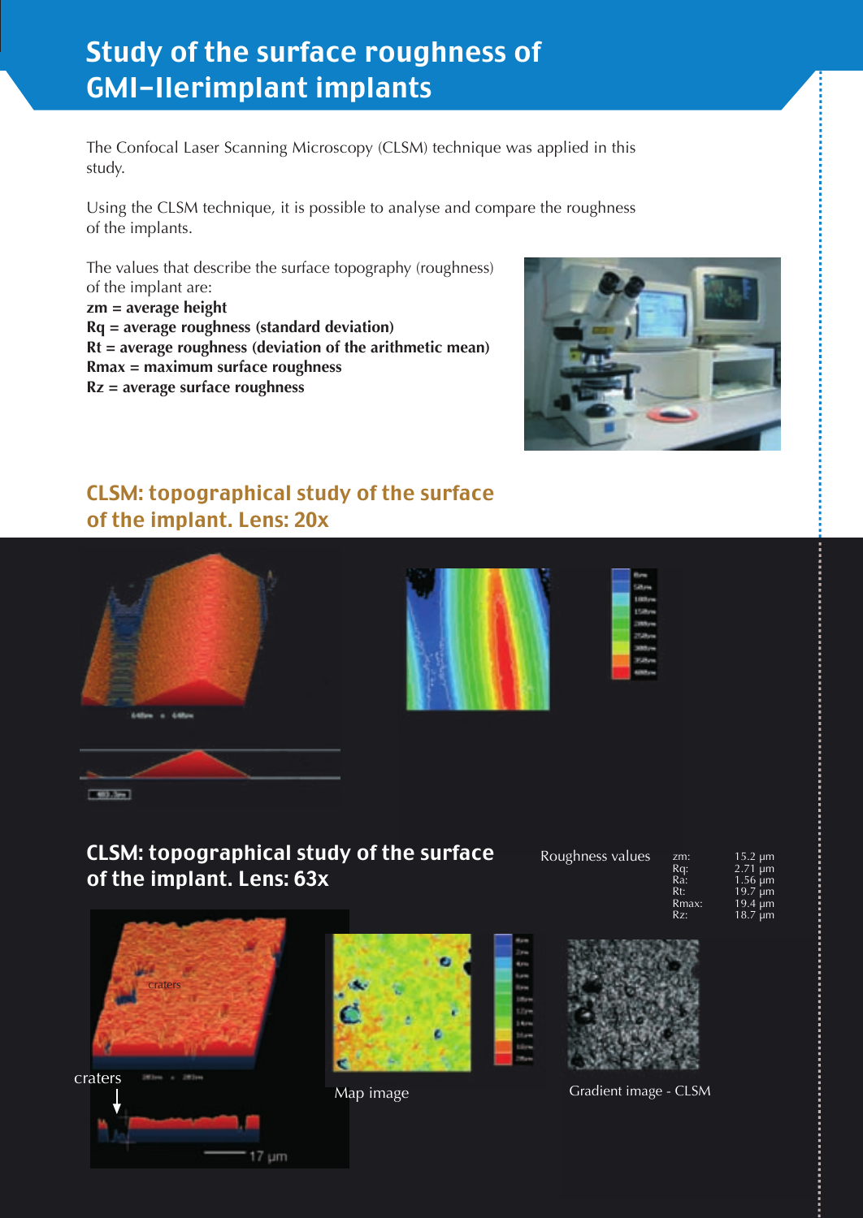# Study of the surface roughness of GMI-Ilerimplant implants

The Confocal Laser Scanning Microscopy (CLSM) technique was applied in this study.

Using the CLSM technique, it is possible to analyse and compare the roughness of the implants.

The values that describe the surface topography (roughness) of the implant are:

**zm = average height**
**Rq = average roughness (standard deviation)**
**Rt = average roughness (deviation of the arithmetic mean)**
**Rmax = maximum surface roughness**
**Rz = average surface roughness**

## CLSM: topographical study of the surface of the implant. Lens: 20x

## CLSM: topographical study of the surface of the implant. Lens: 63x

Roughness values

| | |
|---|---|
| zm: | 15.2 µm |
| Rq: | 2.71 µm |
| Ra: | 1.56 µm |
| Rt: | 19.7 µm |
| Rmax: | 19.4 µm |
| Rz: | 18.7 µm |

craters

craters

17 µm

Map image

Gradient image - CLSM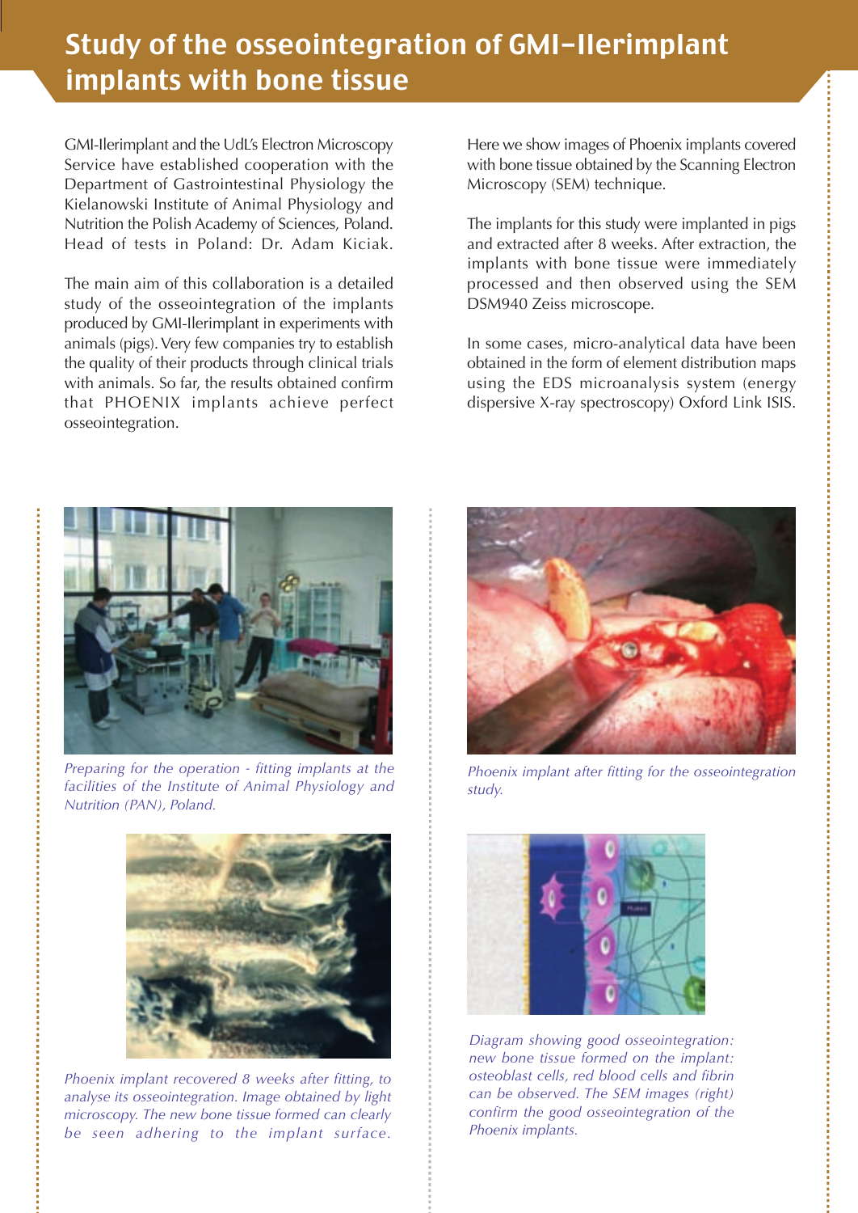# Study of the osseointegration of GMI-Ilerimplant implants with bone tissue

GMI-Ilerimplant and the UdL's Electron Microscopy Service have established cooperation with the Department of Gastrointestinal Physiology the Kielanowski Institute of Animal Physiology and Nutrition the Polish Academy of Sciences, Poland. Head of tests in Poland: Dr. Adam Kiciak.

The main aim of this collaboration is a detailed study of the osseointegration of the implants produced by GMI-Ilerimplant in experiments with animals (pigs). Very few companies try to establish the quality of their products through clinical trials with animals. So far, the results obtained confirm that PHOENIX implants achieve perfect osseointegration.

Here we show images of Phoenix implants covered with bone tissue obtained by the Scanning Electron Microscopy (SEM) technique.

The implants for this study were implanted in pigs and extracted after 8 weeks. After extraction, the implants with bone tissue were immediately processed and then observed using the SEM DSM940 Zeiss microscope.

In some cases, micro-analytical data have been obtained in the form of element distribution maps using the EDS microanalysis system (energy dispersive X-ray spectroscopy) Oxford Link ISIS.

*Preparing for the operation - fitting implants at the facilities of the Institute of Animal Physiology and Nutrition (PAN), Poland.*

*Phoenix implant after fitting for the osseointegration study.*

*Phoenix implant recovered 8 weeks after fitting, to analyse its osseointegration. Image obtained by light microscopy. The new bone tissue formed can clearly be seen adhering to the implant surface.*

*Diagram showing good osseointegration: new bone tissue formed on the implant: osteoblast cells, red blood cells and fibrin can be observed. The SEM images (right) confirm the good osseointegration of the Phoenix implants.*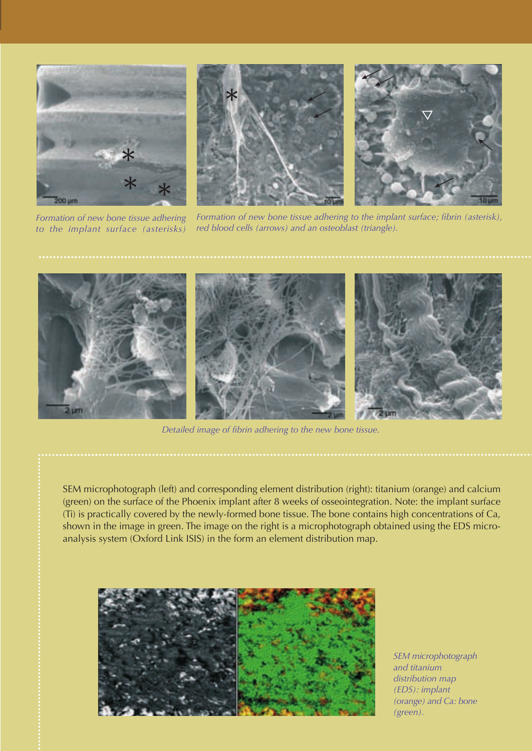*Formation of new bone tissue adhering to the implant surface (asterisks)*

*Formation of new bone tissue adhering to the implant surface; fibrin (asterisk), red blood cells (arrows) and an osteoblast (triangle).*

*Detailed image of fibrin adhering to the new bone tissue.*

SEM microphotograph (left) and corresponding element distribution (right): titanium (orange) and calcium (green) on the surface of the Phoenix implant after 8 weeks of osseointegration. Note: the implant surface (Ti) is practically covered by the newly-formed bone tissue. The bone contains high concentrations of Ca, shown in the image in green. The image on the right is a microphotograph obtained using the EDS micro-analysis system (Oxford Link ISIS) in the form an element distribution map.

*SEM microphotograph and titanium distribution map (EDS): implant (orange) and Ca: bone (green).*